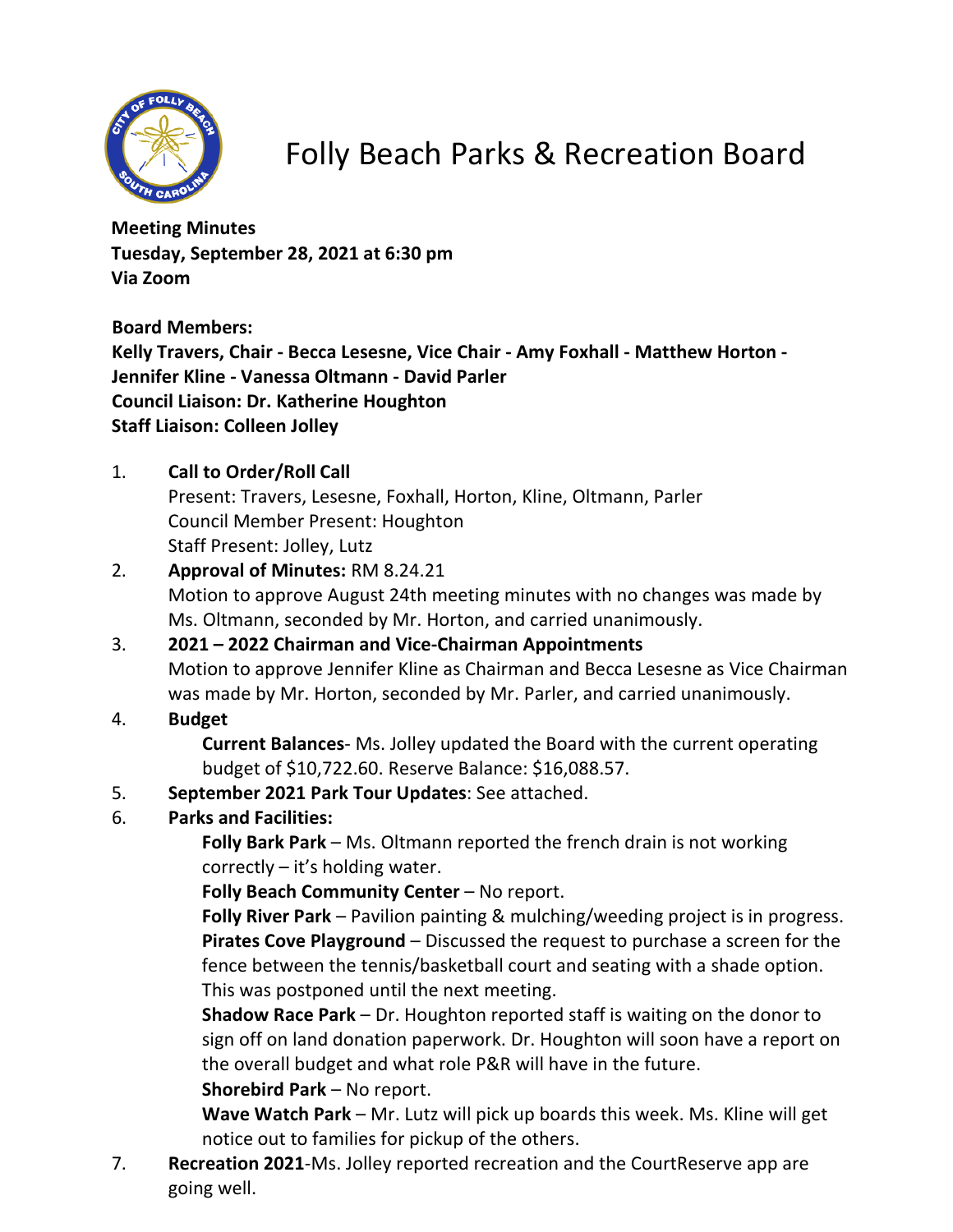# Folly Beach Parks & Recreation Board

**Meeting Minutes**
**Tuesday, September 28, 2021 at 6:30 pm**
**Via Zoom**

**Board Members:**
**Kelly Travers, Chair - Becca Lesesne, Vice Chair - Amy Foxhall - Matthew Horton - Jennifer Kline - Vanessa Oltmann - David Parler**
**Council Liaison: Dr. Katherine Houghton**
**Staff Liaison: Colleen Jolley**

1. **Call to Order/Roll Call**
   Present: Travers, Lesesne, Foxhall, Horton, Kline, Oltmann, Parler
   Council Member Present: Houghton
   Staff Present: Jolley, Lutz
2. **Approval of Minutes:** RM 8.24.21
   Motion to approve August 24th meeting minutes with no changes was made by Ms. Oltmann, seconded by Mr. Horton, and carried unanimously.
3. **2021 – 2022 Chairman and Vice-Chairman Appointments**
   Motion to approve Jennifer Kline as Chairman and Becca Lesesne as Vice Chairman was made by Mr. Horton, seconded by Mr. Parler, and carried unanimously.
4. **Budget**
   **Current Balances**- Ms. Jolley updated the Board with the current operating budget of $10,722.60. Reserve Balance: $16,088.57.
5. **September 2021 Park Tour Updates**: See attached.
6. **Parks and Facilities:**
   **Folly Bark Park** – Ms. Oltmann reported the french drain is not working correctly – it's holding water.
   **Folly Beach Community Center** – No report.
   **Folly River Park** – Pavilion painting & mulching/weeding project is in progress.
   **Pirates Cove Playground** – Discussed the request to purchase a screen for the fence between the tennis/basketball court and seating with a shade option. This was postponed until the next meeting.
   **Shadow Race Park** – Dr. Houghton reported staff is waiting on the donor to sign off on land donation paperwork. Dr. Houghton will soon have a report on the overall budget and what role P&R will have in the future.
   **Shorebird Park** – No report.
   **Wave Watch Park** – Mr. Lutz will pick up boards this week. Ms. Kline will get notice out to families for pickup of the others.
7. **Recreation 2021**-Ms. Jolley reported recreation and the CourtReserve app are going well.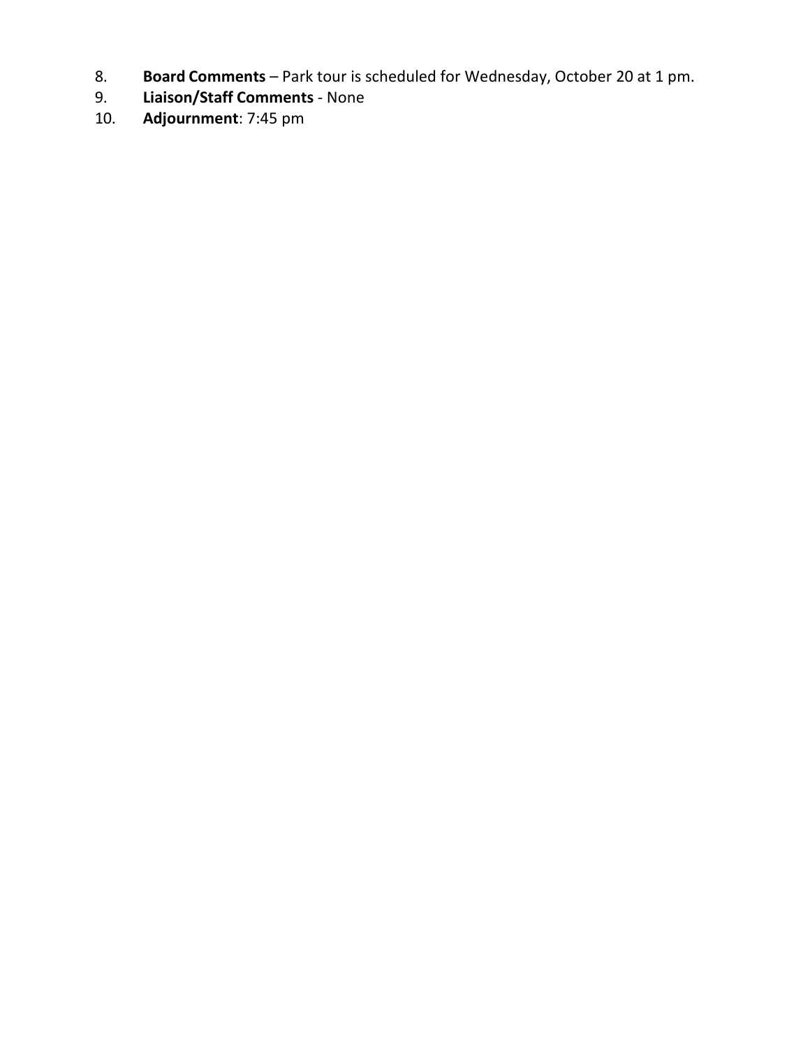8. **Board Comments** – Park tour is scheduled for Wednesday, October 20 at 1 pm.
9. **Liaison/Staff Comments** - None
10. **Adjournment**: 7:45 pm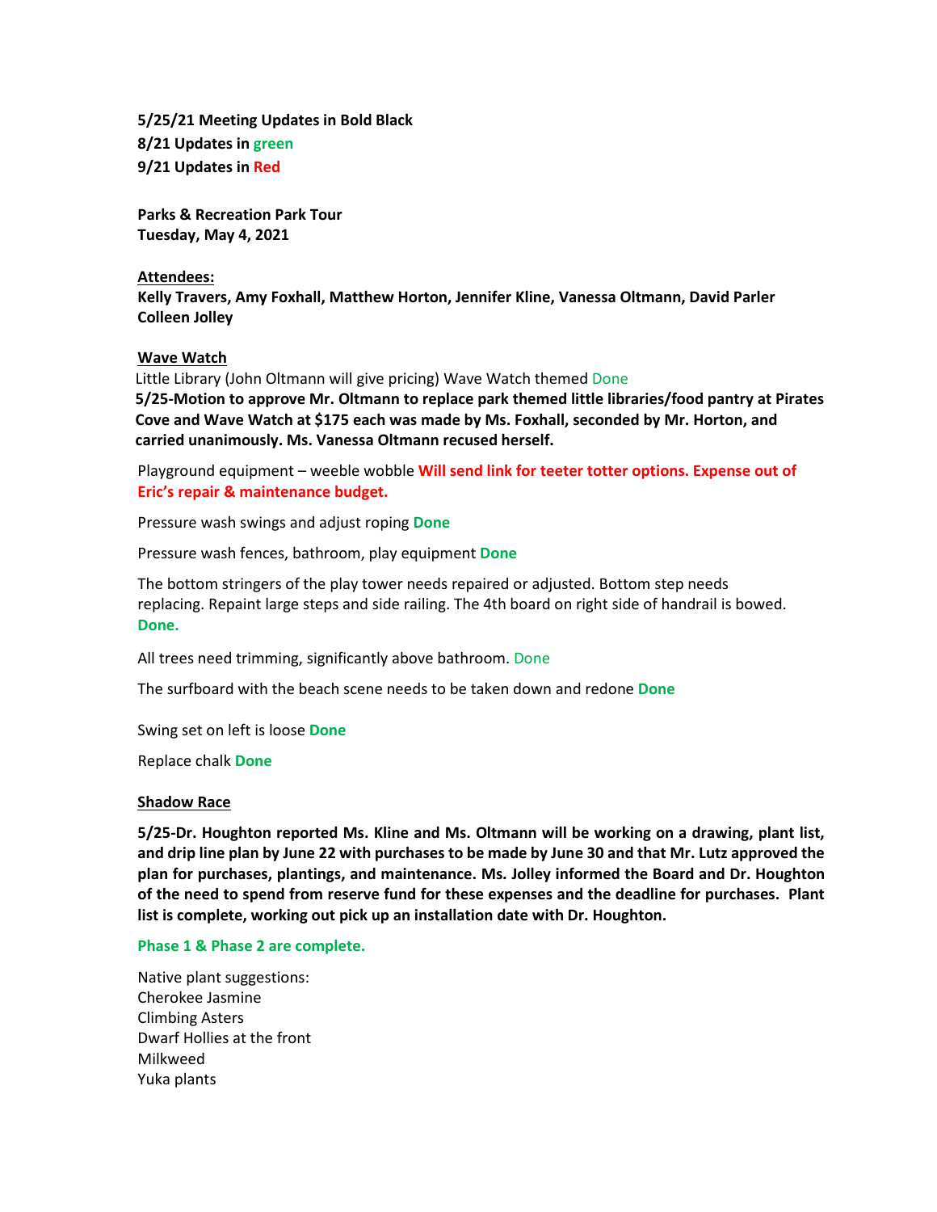**5/25/21 Meeting Updates in Bold Black**
**8/21 Updates in green**
**9/21 Updates in Red**

**Parks & Recreation Park Tour**
**Tuesday, May 4, 2021**

**Attendees:**
**Kelly Travers, Amy Foxhall, Matthew Horton, Jennifer Kline, Vanessa Oltmann, David Parler Colleen Jolley**

**Wave Watch**

Little Library (John Oltmann will give pricing) Wave Watch themed Done
**5/25-Motion to approve Mr. Oltmann to replace park themed little libraries/food pantry at Pirates Cove and Wave Watch at $175 each was made by Ms. Foxhall, seconded by Mr. Horton, and carried unanimously. Ms. Vanessa Oltmann recused herself.**

Playground equipment – weeble wobble **Will send link for teeter totter options. Expense out of Eric's repair & maintenance budget.**

Pressure wash swings and adjust roping **Done**

Pressure wash fences, bathroom, play equipment **Done**

The bottom stringers of the play tower needs repaired or adjusted. Bottom step needs replacing. Repaint large steps and side railing. The 4th board on right side of handrail is bowed. **Done.**

All trees need trimming, significantly above bathroom. Done

The surfboard with the beach scene needs to be taken down and redone **Done**

Swing set on left is loose **Done**

Replace chalk **Done**

**Shadow Race**

**5/25-Dr. Houghton reported Ms. Kline and Ms. Oltmann will be working on a drawing, plant list, and drip line plan by June 22 with purchases to be made by June 30 and that Mr. Lutz approved the plan for purchases, plantings, and maintenance. Ms. Jolley informed the Board and Dr. Houghton of the need to spend from reserve fund for these expenses and the deadline for purchases. Plant list is complete, working out pick up an installation date with Dr. Houghton.**

**Phase 1 & Phase 2 are complete.**

Native plant suggestions:
Cherokee Jasmine
Climbing Asters
Dwarf Hollies at the front
Milkweed
Yuka plants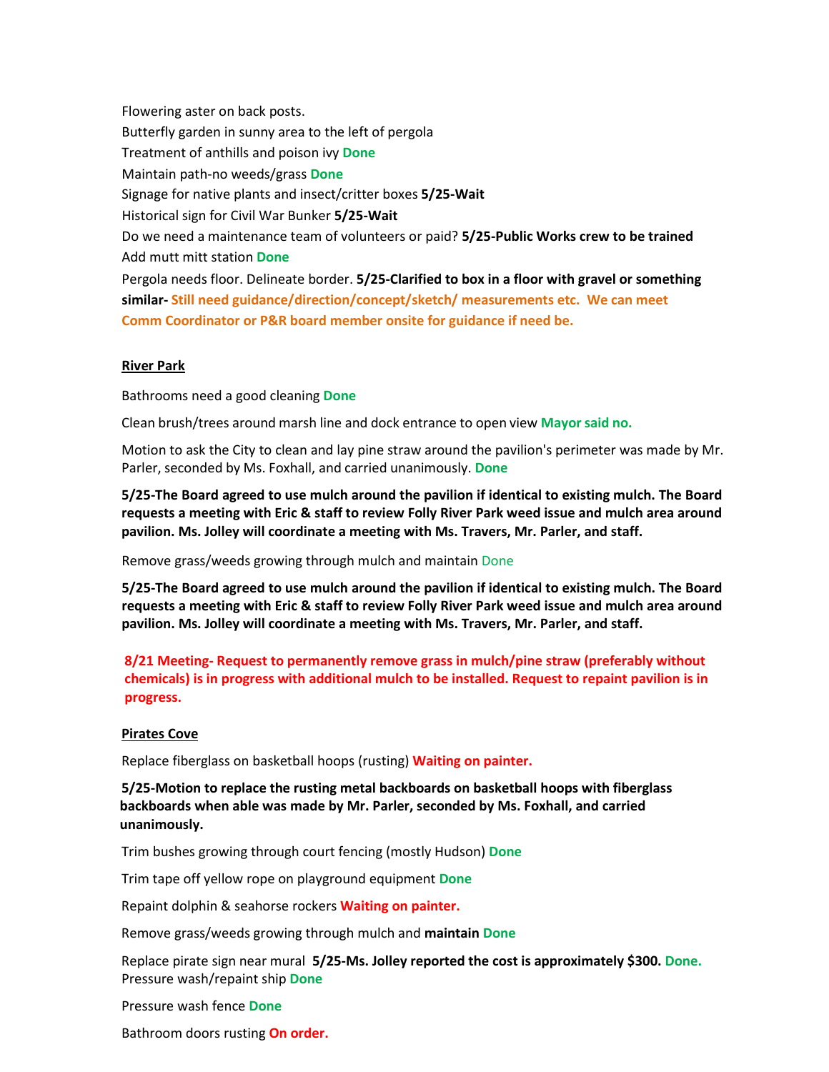Flowering aster on back posts.
Butterfly garden in sunny area to the left of pergola
Treatment of anthills and poison ivy **Done**
Maintain path-no weeds/grass **Done**
Signage for native plants and insect/critter boxes **5/25-Wait**
Historical sign for Civil War Bunker **5/25-Wait**
Do we need a maintenance team of volunteers or paid? **5/25-Public Works crew to be trained**
Add mutt mitt station **Done**
Pergola needs floor. Delineate border. **5/25-Clarified to box in a floor with gravel or something similar- Still need guidance/direction/concept/sketch/ measurements etc. We can meet Comm Coordinator or P&R board member onsite for guidance if need be.**

**River Park**

Bathrooms need a good cleaning **Done**

Clean brush/trees around marsh line and dock entrance to open view **Mayor said no.**

Motion to ask the City to clean and lay pine straw around the pavilion's perimeter was made by Mr. Parler, seconded by Ms. Foxhall, and carried unanimously. **Done**

**5/25-The Board agreed to use mulch around the pavilion if identical to existing mulch. The Board requests a meeting with Eric & staff to review Folly River Park weed issue and mulch area around pavilion. Ms. Jolley will coordinate a meeting with Ms. Travers, Mr. Parler, and staff.**

Remove grass/weeds growing through mulch and maintain Done

**5/25-The Board agreed to use mulch around the pavilion if identical to existing mulch. The Board requests a meeting with Eric & staff to review Folly River Park weed issue and mulch area around pavilion. Ms. Jolley will coordinate a meeting with Ms. Travers, Mr. Parler, and staff.**

**8/21 Meeting- Request to permanently remove grass in mulch/pine straw (preferably without chemicals) is in progress with additional mulch to be installed. Request to repaint pavilion is in progress.**

**Pirates Cove**

Replace fiberglass on basketball hoops (rusting) **Waiting on painter.**

**5/25-Motion to replace the rusting metal backboards on basketball hoops with fiberglass backboards when able was made by Mr. Parler, seconded by Ms. Foxhall, and carried unanimously.**

Trim bushes growing through court fencing (mostly Hudson) **Done**

Trim tape off yellow rope on playground equipment **Done**

Repaint dolphin & seahorse rockers **Waiting on painter.**

Remove grass/weeds growing through mulch and **maintain** **Done**

Replace pirate sign near mural **5/25-Ms. Jolley reported the cost is approximately $300. Done.**
Pressure wash/repaint ship **Done**

Pressure wash fence **Done**

Bathroom doors rusting **On order.**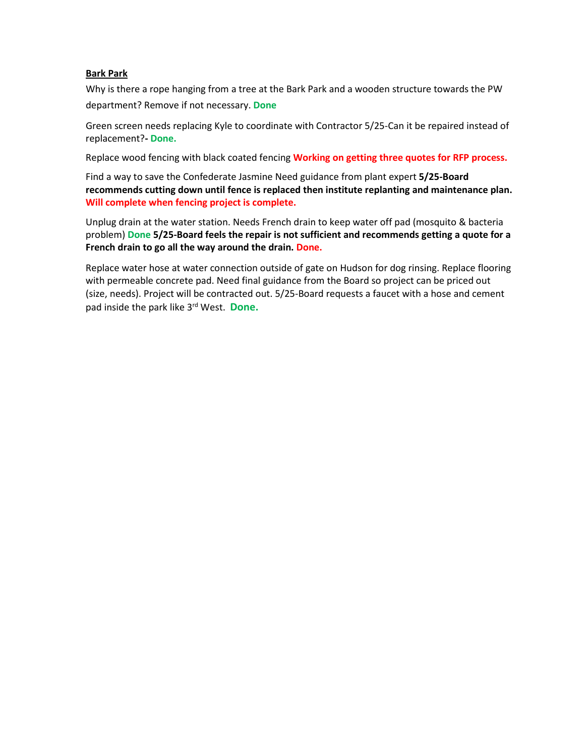**Bark Park**

Why is there a rope hanging from a tree at the Bark Park and a wooden structure towards the PW department? Remove if not necessary. **Done**

Green screen needs replacing Kyle to coordinate with Contractor 5/25-Can it be repaired instead of replacement?**- Done.**

Replace wood fencing with black coated fencing **Working on getting three quotes for RFP process.**

Find a way to save the Confederate Jasmine Need guidance from plant expert **5/25-Board recommends cutting down until fence is replaced then institute replanting and maintenance plan. Will complete when fencing project is complete.**

Unplug drain at the water station. Needs French drain to keep water off pad (mosquito & bacteria problem) **Done 5/25-Board feels the repair is not sufficient and recommends getting a quote for a French drain to go all the way around the drain. Done.**

Replace water hose at water connection outside of gate on Hudson for dog rinsing. Replace flooring with permeable concrete pad. Need final guidance from the Board so project can be priced out (size, needs). Project will be contracted out. 5/25-Board requests a faucet with a hose and cement pad inside the park like 3rd West. **Done.**